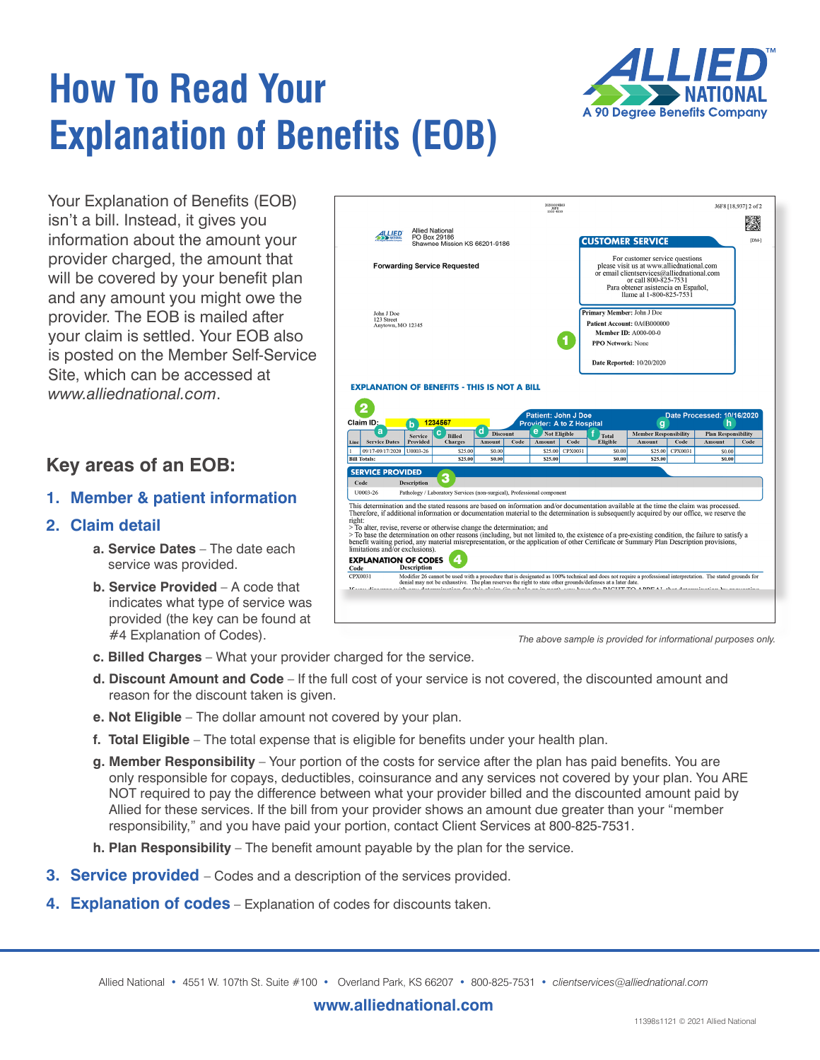# How To Read Your Explanation of Benefits (EOB)

Your Explanation of Benefits (EOB) isn't a bill. Instead, it gives you information about the amount your provider charged, the amount that will be covered by your benefit plan and any amount you might owe the provider. The EOB is mailed after your claim is settled. Your EOB also is posted on the Member Self-Service Site, which can be accessed at *www.alliednational.com*.

## Key areas of an EOB:

1. **Member & patient information**
2. **Claim detail**
   - **a. Service Dates** – The date each service was provided.
   - **b. Service Provided** – A code that indicates what type of service was provided (the key can be found at #4 Explanation of Codes).
   - **c. Billed Charges** – What your provider charged for the service.
   - **d. Discount Amount and Code** – If the full cost of your service is not covered, the discounted amount and reason for the discount taken is given.
   - **e. Not Eligible** – The dollar amount not covered by your plan.
   - **f. Total Eligible** – The total expense that is eligible for benefits under your health plan.
   - **g. Member Responsibility** – Your portion of the costs for service after the plan has paid benefits. You are only responsible for copays, deductibles, coinsurance and any services not covered by your plan. You ARE NOT required to pay the difference between what your provider billed and the discounted amount paid by Allied for these services. If the bill from your provider shows an amount due greater than your "member responsibility," and you have paid your portion, contact Client Services at 800-825-7531.
   - **h. Plan Responsibility** – The benefit amount payable by the plan for the service.
3. **Service provided** – Codes and a description of the services provided.
4. **Explanation of codes** – Explanation of codes for discounts taken.

*The above sample is provided for informational purposes only.*

Allied National • 4551 W. 107th St. Suite #100 • Overland Park, KS 66207 • 800-825-7531 • *clientservices@alliednational.com*

**www.alliednational.com**

11398s1121 © 2021 Allied National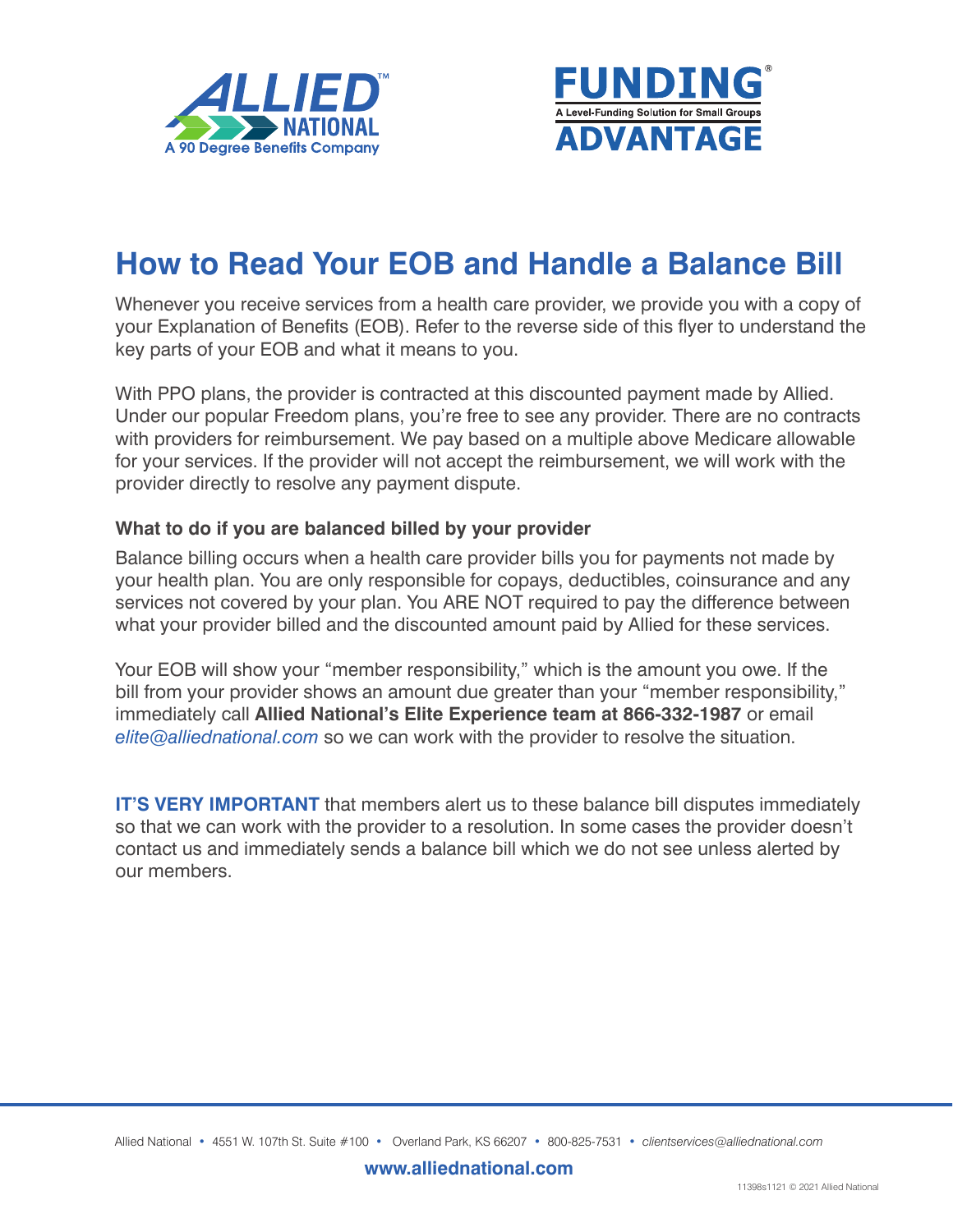# How to Read Your EOB and Handle a Balance Bill

Whenever you receive services from a health care provider, we provide you with a copy of your Explanation of Benefits (EOB). Refer to the reverse side of this flyer to understand the key parts of your EOB and what it means to you.

With PPO plans, the provider is contracted at this discounted payment made by Allied. Under our popular Freedom plans, you're free to see any provider. There are no contracts with providers for reimbursement. We pay based on a multiple above Medicare allowable for your services. If the provider will not accept the reimbursement, we will work with the provider directly to resolve any payment dispute.

### What to do if you are balanced billed by your provider

Balance billing occurs when a health care provider bills you for payments not made by your health plan. You are only responsible for copays, deductibles, coinsurance and any services not covered by your plan. You ARE NOT required to pay the difference between what your provider billed and the discounted amount paid by Allied for these services.

Your EOB will show your "member responsibility," which is the amount you owe. If the bill from your provider shows an amount due greater than your "member responsibility," immediately call **Allied National's Elite Experience team at 866-332-1987** or email *elite@alliednational.com* so we can work with the provider to resolve the situation.

**IT'S VERY IMPORTANT** that members alert us to these balance bill disputes immediately so that we can work with the provider to a resolution. In some cases the provider doesn't contact us and immediately sends a balance bill which we do not see unless alerted by our members.

Allied National • 4551 W. 107th St. Suite #100 • Overland Park, KS 66207 • 800-825-7531 • *clientservices@alliednational.com*

**www.alliednational.com**

11398s1121 © 2021 Allied National